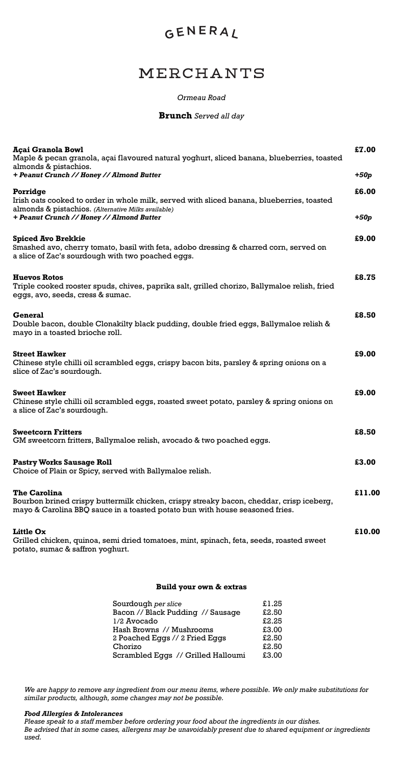# GENERAL

# MERCHANTS

*Ormeau Road*

**Brunch** *Served all day*

**Açai Granola Bowl** — **£7.00**
Maple & pecan granola, açai flavoured natural yoghurt, sliced banana, blueberries, toasted almonds & pistachios.
***+ Peanut Crunch // Honey // Almond Butter*** — ***+50p***

**Porridge** — **£6.00**
Irish oats cooked to order in whole milk, served with sliced banana, blueberries, toasted almonds & pistachios. *(Alternative Milks available)*
***+ Peanut Crunch // Honey // Almond Butter*** — ***+50p***

**Spiced Avo Brekkie** — **£9.00**
Smashed avo, cherry tomato, basil with feta, adobo dressing & charred corn, served on a slice of Zac's sourdough with two poached eggs.

**Huevos Rotos** — **£8.75**
Triple cooked rooster spuds, chives, paprika salt, grilled chorizo, Ballymaloe relish, fried eggs, avo, seeds, cress & sumac.

**General** — **£8.50**
Double bacon, double Clonakilty black pudding, double fried eggs, Ballymaloe relish & mayo in a toasted brioche roll.

**Street Hawker** — **£9.00**
Chinese style chilli oil scrambled eggs, crispy bacon bits, parsley & spring onions on a slice of Zac's sourdough.

**Sweet Hawker** — **£9.00**
Chinese style chilli oil scrambled eggs, roasted sweet potato, parsley & spring onions on a slice of Zac's sourdough.

**Sweetcorn Fritters** — **£8.50**
GM sweetcorn fritters, Ballymaloe relish, avocado & two poached eggs.

**Pastry Works Sausage Roll** — **£3.00**
Choice of Plain or Spicy, served with Ballymaloe relish.

**The Carolina** — **£11.00**
Bourbon brined crispy buttermilk chicken, crispy streaky bacon, cheddar, crisp iceberg, mayo & Carolina BBQ sauce in a toasted potato bun with house seasoned fries.

**Little Ox** — **£10.00**
Grilled chicken, quinoa, semi dried tomatoes, mint, spinach, feta, seeds, roasted sweet potato, sumac & saffron yoghurt.

**Build your own & extras**

| Item | Price |
|---|---|
| Sourdough *per slice* | £1.25 |
| Bacon // Black Pudding // Sausage | £2.50 |
| 1/2 Avocado | £2.25 |
| Hash Browns // Mushrooms | £3.00 |
| 2 Poached Eggs // 2 Fried Eggs | £2.50 |
| Chorizo | £2.50 |
| Scrambled Eggs // Grilled Halloumi | £3.00 |

*We are happy to remove any ingredient from our menu items, where possible. We only make substitutions for similar products, although, some changes may not be possible.*

***Food Allergies & Intolerances***
*Please speak to a staff member before ordering your food about the ingredients in our dishes.*
*Be advised that in some cases, allergens may be unavoidably present due to shared equipment or ingredients used.*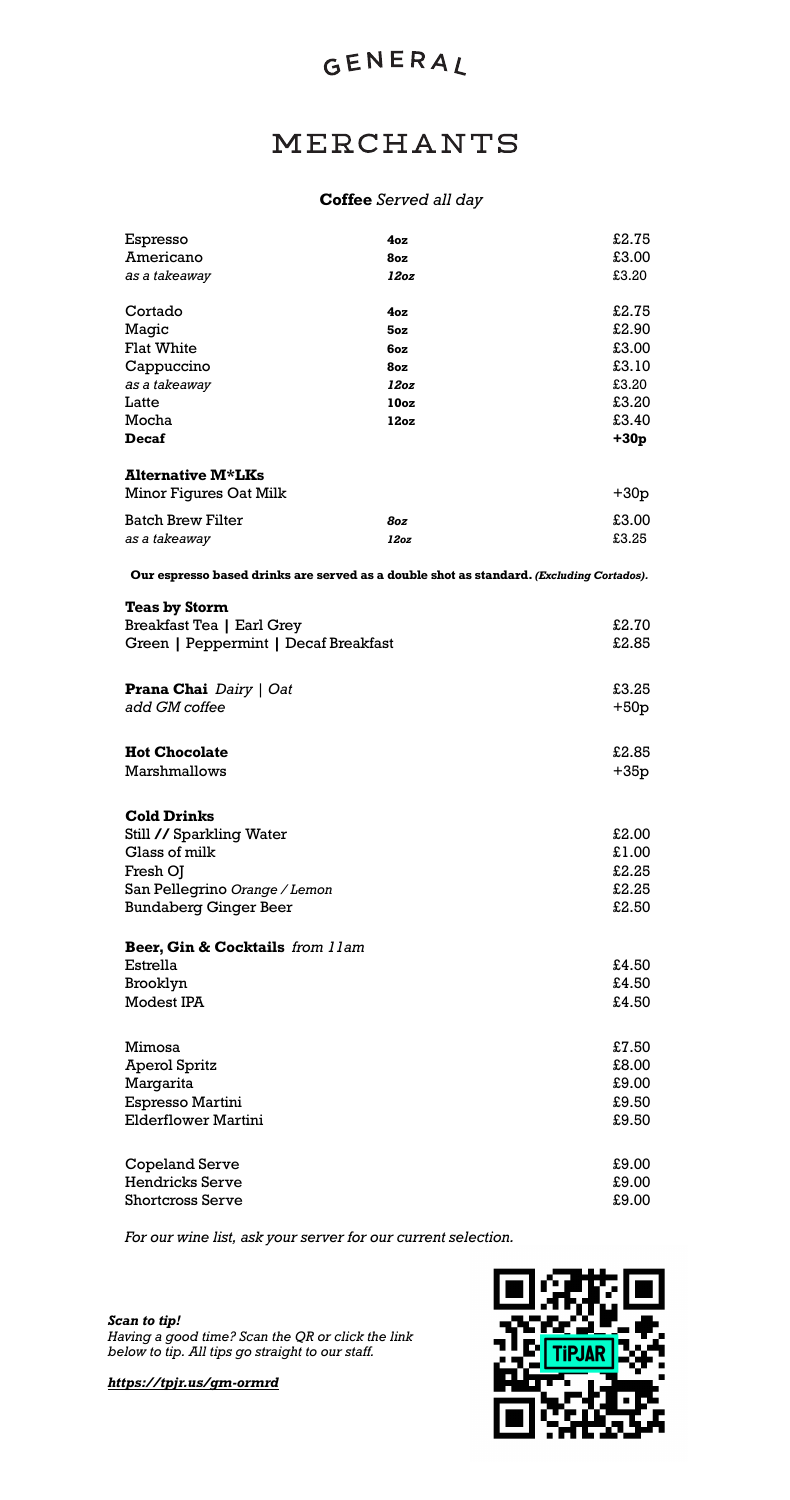# GENERAL

# MERCHANTS

**Coffee** *Served all day*

| | | |
|---|---|---|
| Espresso | **4oz** | £2.75 |
| Americano | **8oz** | £3.00 |
| *as a takeaway* | ***12oz*** | £3.20 |
| | | |
| Cortado | **4oz** | £2.75 |
| Magic | **5oz** | £2.90 |
| Flat White | **6oz** | £3.00 |
| Cappuccino | **8oz** | £3.10 |
| *as a takeaway* | ***12oz*** | £3.20 |
| Latte | **10oz** | £3.20 |
| Mocha | **12oz** | £3.40 |
| **Decaf** | | **+30p** |

**Alternative M*LKs**

| | | |
|---|---|---|
| Minor Figures Oat Milk | | +30p |
| Batch Brew Filter | *8oz* | £3.00 |
| *as a takeaway* | *12oz* | £3.25 |

**Our espresso based drinks are served as a double shot as standard.** ***(Excluding Cortados).***

**Teas by Storm**

| | |
|---|---|
| Breakfast Tea \| Earl Grey | £2.70 |
| Green \| Peppermint \| Decaf Breakfast | £2.85 |

| | |
|---|---|
| **Prana Chai** *Dairy \| Oat* | £3.25 |
| *add GM coffee* | +50p |

| | |
|---|---|
| **Hot Chocolate** | £2.85 |
| Marshmallows | +35p |

**Cold Drinks**

| | |
|---|---|
| Still // Sparkling Water | £2.00 |
| Glass of milk | £1.00 |
| Fresh OJ | £2.25 |
| San Pellegrino *Orange / Lemon* | £2.25 |
| Bundaberg Ginger Beer | £2.50 |

**Beer, Gin & Cocktails** *from 11am*

| | |
|---|---|
| Estrella | £4.50 |
| Brooklyn | £4.50 |
| Modest IPA | £4.50 |
| | |
| Mimosa | £7.50 |
| Aperol Spritz | £8.00 |
| Margarita | £9.00 |
| Espresso Martini | £9.50 |
| Elderflower Martini | £9.50 |
| | |
| Copeland Serve | £9.00 |
| Hendricks Serve | £9.00 |
| Shortcross Serve | £9.00 |

*For our wine list, ask your server for our current selection.*

***Scan to tip!***
*Having a good time? Scan the QR or click the link below to tip. All tips go straight to our staff.*

***https://tpjr.us/gm-ormrd***

TiPJAR